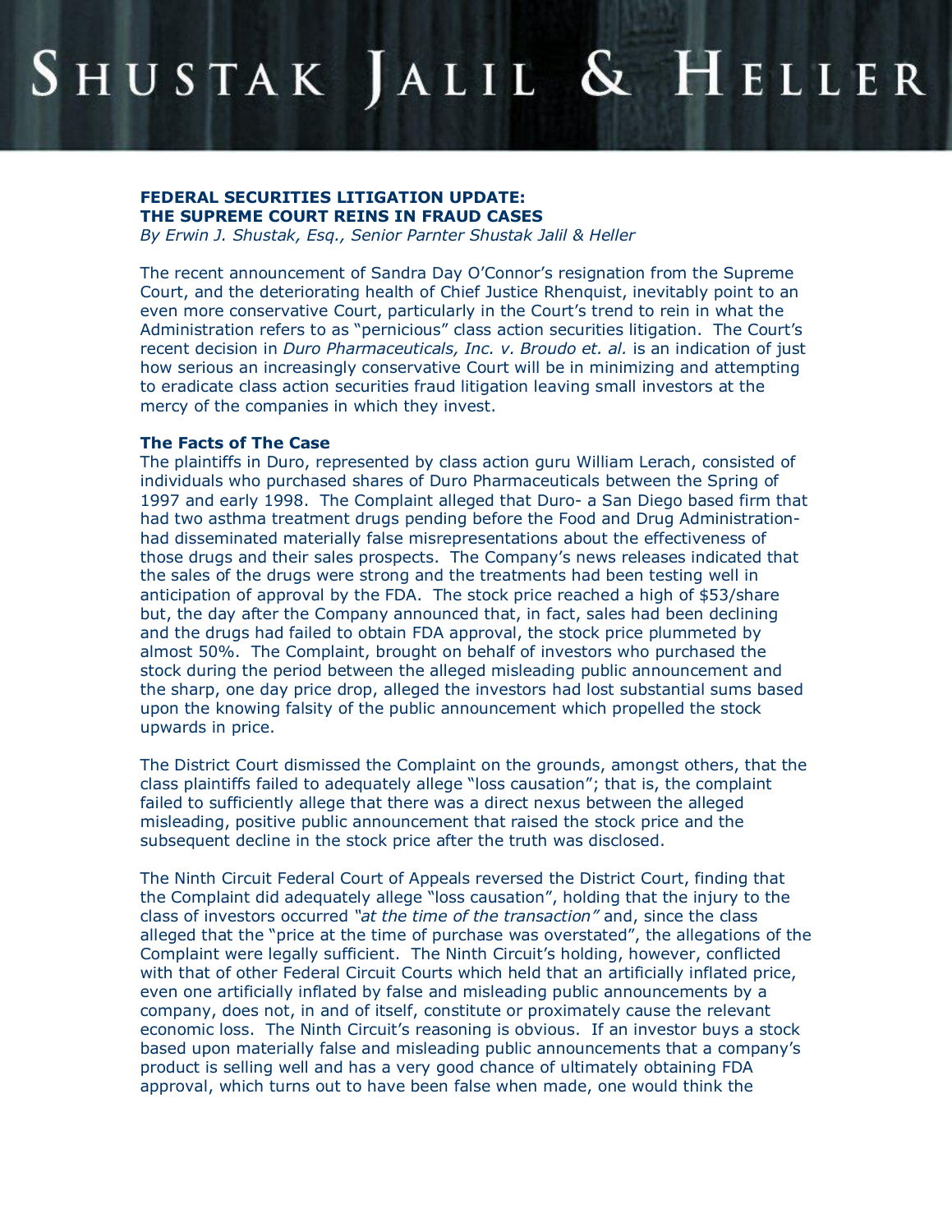# SHUSTAK JALIL & HELLER

**FEDERAL SECURITIES LITIGATION UPDATE:**
**THE SUPREME COURT REINS IN FRAUD CASES**
*By Erwin J. Shustak, Esq., Senior Parnter Shustak Jalil & Heller*

The recent announcement of Sandra Day O'Connor's resignation from the Supreme Court, and the deteriorating health of Chief Justice Rhenquist, inevitably point to an even more conservative Court, particularly in the Court's trend to rein in what the Administration refers to as "pernicious" class action securities litigation. The Court's recent decision in *Duro Pharmaceuticals, Inc. v. Broudo et. al.* is an indication of just how serious an increasingly conservative Court will be in minimizing and attempting to eradicate class action securities fraud litigation leaving small investors at the mercy of the companies in which they invest.

**The Facts of The Case**

The plaintiffs in Duro, represented by class action guru William Lerach, consisted of individuals who purchased shares of Duro Pharmaceuticals between the Spring of 1997 and early 1998. The Complaint alleged that Duro- a San Diego based firm that had two asthma treatment drugs pending before the Food and Drug Administration- had disseminated materially false misrepresentations about the effectiveness of those drugs and their sales prospects. The Company's news releases indicated that the sales of the drugs were strong and the treatments had been testing well in anticipation of approval by the FDA. The stock price reached a high of $53/share but, the day after the Company announced that, in fact, sales had been declining and the drugs had failed to obtain FDA approval, the stock price plummeted by almost 50%. The Complaint, brought on behalf of investors who purchased the stock during the period between the alleged misleading public announcement and the sharp, one day price drop, alleged the investors had lost substantial sums based upon the knowing falsity of the public announcement which propelled the stock upwards in price.

The District Court dismissed the Complaint on the grounds, amongst others, that the class plaintiffs failed to adequately allege "loss causation"; that is, the complaint failed to sufficiently allege that there was a direct nexus between the alleged misleading, positive public announcement that raised the stock price and the subsequent decline in the stock price after the truth was disclosed.

The Ninth Circuit Federal Court of Appeals reversed the District Court, finding that the Complaint did adequately allege "loss causation", holding that the injury to the class of investors occurred *"at the time of the transaction"* and, since the class alleged that the "price at the time of purchase was overstated", the allegations of the Complaint were legally sufficient. The Ninth Circuit's holding, however, conflicted with that of other Federal Circuit Courts which held that an artificially inflated price, even one artificially inflated by false and misleading public announcements by a company, does not, in and of itself, constitute or proximately cause the relevant economic loss. The Ninth Circuit's reasoning is obvious. If an investor buys a stock based upon materially false and misleading public announcements that a company's product is selling well and has a very good chance of ultimately obtaining FDA approval, which turns out to have been false when made, one would think the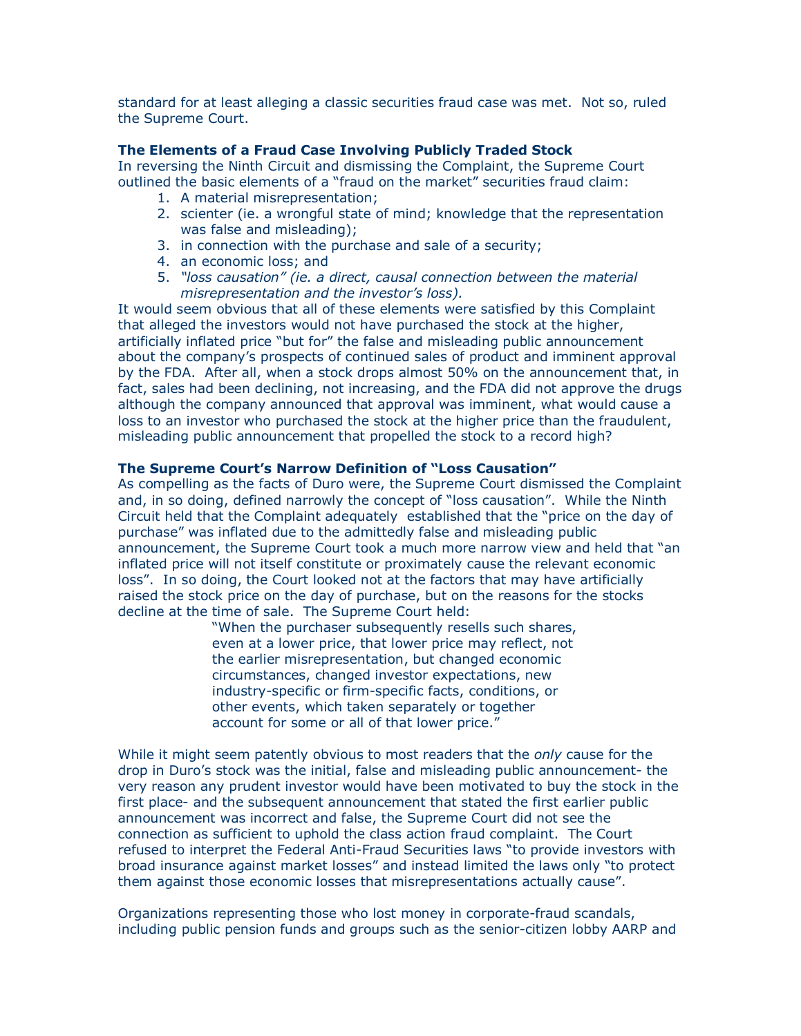standard for at least alleging a classic securities fraud case was met. Not so, ruled the Supreme Court.

**The Elements of a Fraud Case Involving Publicly Traded Stock**

In reversing the Ninth Circuit and dismissing the Complaint, the Supreme Court outlined the basic elements of a "fraud on the market" securities fraud claim:

1. A material misrepresentation;
2. scienter (ie. a wrongful state of mind; knowledge that the representation was false and misleading);
3. in connection with the purchase and sale of a security;
4. an economic loss; and
5. *"loss causation" (ie. a direct, causal connection between the material misrepresentation and the investor's loss).*

It would seem obvious that all of these elements were satisfied by this Complaint that alleged the investors would not have purchased the stock at the higher, artificially inflated price "but for" the false and misleading public announcement about the company's prospects of continued sales of product and imminent approval by the FDA. After all, when a stock drops almost 50% on the announcement that, in fact, sales had been declining, not increasing, and the FDA did not approve the drugs although the company announced that approval was imminent, what would cause a loss to an investor who purchased the stock at the higher price than the fraudulent, misleading public announcement that propelled the stock to a record high?

**The Supreme Court's Narrow Definition of "Loss Causation"**

As compelling as the facts of Duro were, the Supreme Court dismissed the Complaint and, in so doing, defined narrowly the concept of "loss causation". While the Ninth Circuit held that the Complaint adequately established that the "price on the day of purchase" was inflated due to the admittedly false and misleading public announcement, the Supreme Court took a much more narrow view and held that "an inflated price will not itself constitute or proximately cause the relevant economic loss". In so doing, the Court looked not at the factors that may have artificially raised the stock price on the day of purchase, but on the reasons for the stocks decline at the time of sale. The Supreme Court held:

> "When the purchaser subsequently resells such shares, even at a lower price, that lower price may reflect, not the earlier misrepresentation, but changed economic circumstances, changed investor expectations, new industry-specific or firm-specific facts, conditions, or other events, which taken separately or together account for some or all of that lower price."

While it might seem patently obvious to most readers that the *only* cause for the drop in Duro's stock was the initial, false and misleading public announcement- the very reason any prudent investor would have been motivated to buy the stock in the first place- and the subsequent announcement that stated the first earlier public announcement was incorrect and false, the Supreme Court did not see the connection as sufficient to uphold the class action fraud complaint. The Court refused to interpret the Federal Anti-Fraud Securities laws "to provide investors with broad insurance against market losses" and instead limited the laws only "to protect them against those economic losses that misrepresentations actually cause".

Organizations representing those who lost money in corporate-fraud scandals, including public pension funds and groups such as the senior-citizen lobby AARP and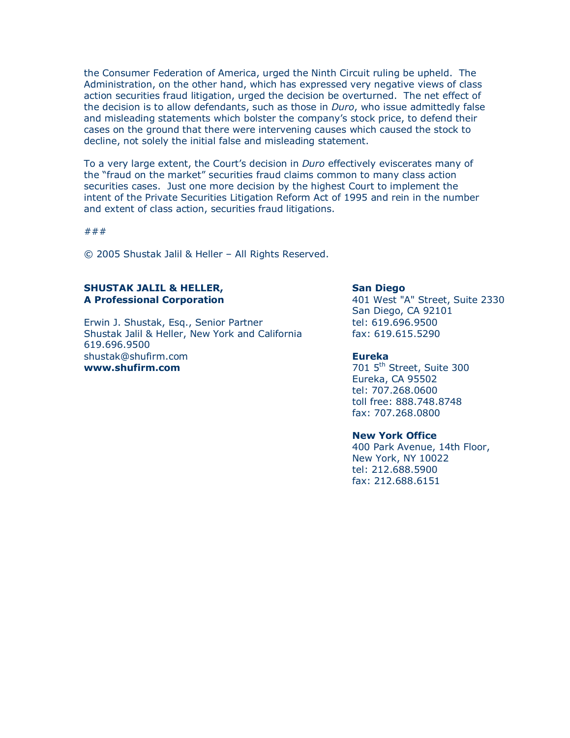the Consumer Federation of America, urged the Ninth Circuit ruling be upheld. The Administration, on the other hand, which has expressed very negative views of class action securities fraud litigation, urged the decision be overturned. The net effect of the decision is to allow defendants, such as those in *Duro*, who issue admittedly false and misleading statements which bolster the company's stock price, to defend their cases on the ground that there were intervening causes which caused the stock to decline, not solely the initial false and misleading statement.

To a very large extent, the Court's decision in *Duro* effectively eviscerates many of the "fraud on the market" securities fraud claims common to many class action securities cases. Just one more decision by the highest Court to implement the intent of the Private Securities Litigation Reform Act of 1995 and rein in the number and extent of class action, securities fraud litigations.

###

© 2005 Shustak Jalil & Heller – All Rights Reserved.

**SHUSTAK JALIL & HELLER,**
**A Professional Corporation**

Erwin J. Shustak, Esq., Senior Partner
Shustak Jalil & Heller, New York and California
619.696.9500
shustak@shufirm.com
**www.shufirm.com**

**San Diego**
401 West "A" Street, Suite 2330
San Diego, CA 92101
tel: 619.696.9500
fax: 619.615.5290

**Eureka**
701 5th Street, Suite 300
Eureka, CA 95502
tel: 707.268.0600
toll free: 888.748.8748
fax: 707.268.0800

**New York Office**
400 Park Avenue, 14th Floor,
New York, NY 10022
tel: 212.688.5900
fax: 212.688.6151